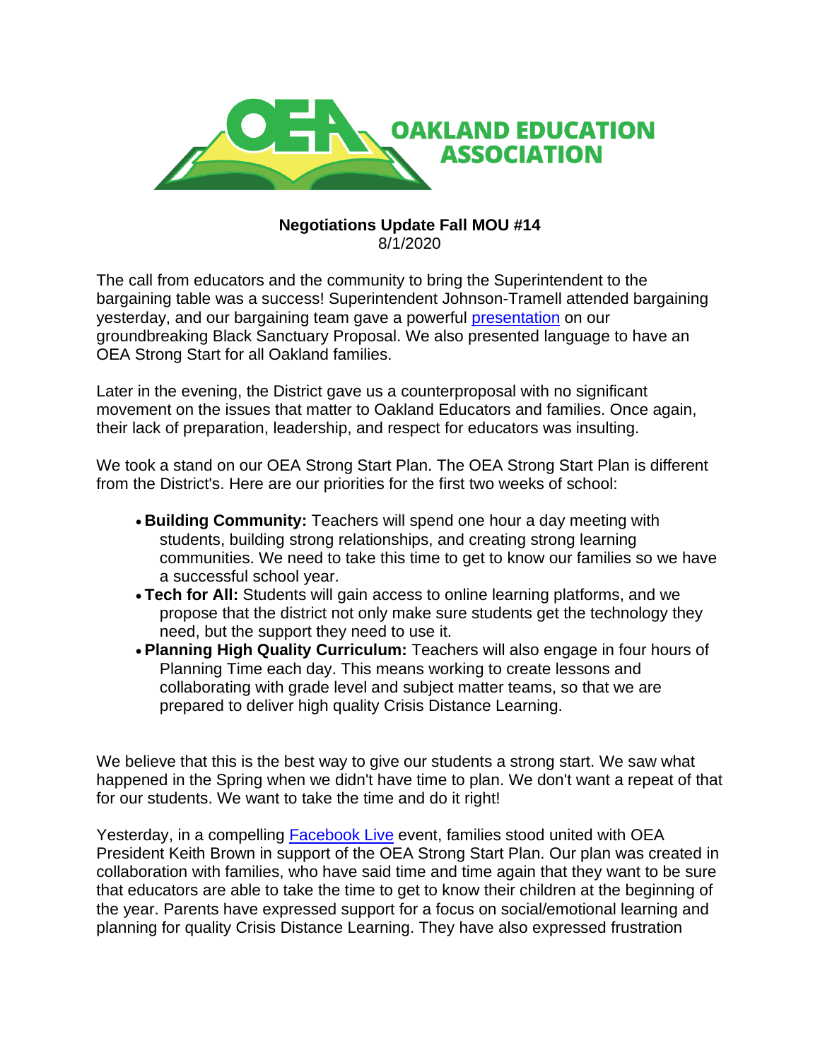# OAKLAND EDUCATION ASSOCIATION

**Negotiations Update Fall MOU #14**
8/1/2020

The call from educators and the community to bring the Superintendent to the bargaining table was a success! Superintendent Johnson-Tramell attended bargaining yesterday, and our bargaining team gave a powerful presentation on our groundbreaking Black Sanctuary Proposal. We also presented language to have an OEA Strong Start for all Oakland families.

Later in the evening, the District gave us a counterproposal with no significant movement on the issues that matter to Oakland Educators and families. Once again, their lack of preparation, leadership, and respect for educators was insulting.

We took a stand on our OEA Strong Start Plan. The OEA Strong Start Plan is different from the District's. Here are our priorities for the first two weeks of school:

- **Building Community:** Teachers will spend one hour a day meeting with students, building strong relationships, and creating strong learning communities. We need to take this time to get to know our families so we have a successful school year.
- **Tech for All:** Students will gain access to online learning platforms, and we propose that the district not only make sure students get the technology they need, but the support they need to use it.
- **Planning High Quality Curriculum:** Teachers will also engage in four hours of Planning Time each day. This means working to create lessons and collaborating with grade level and subject matter teams, so that we are prepared to deliver high quality Crisis Distance Learning.

We believe that this is the best way to give our students a strong start. We saw what happened in the Spring when we didn't have time to plan. We don't want a repeat of that for our students. We want to take the time and do it right!

Yesterday, in a compelling Facebook Live event, families stood united with OEA President Keith Brown in support of the OEA Strong Start Plan. Our plan was created in collaboration with families, who have said time and time again that they want to be sure that educators are able to take the time to get to know their children at the beginning of the year. Parents have expressed support for a focus on social/emotional learning and planning for quality Crisis Distance Learning. They have also expressed frustration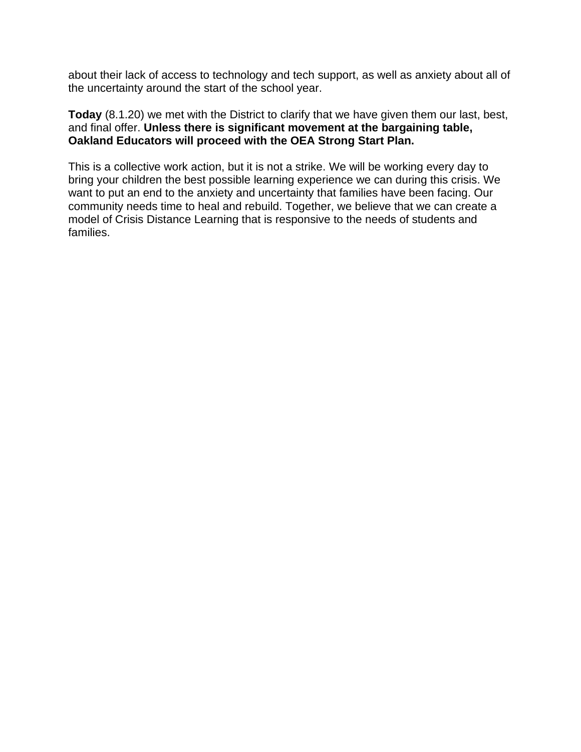about their lack of access to technology and tech support, as well as anxiety about all of the uncertainty around the start of the school year.

**Today** (8.1.20) we met with the District to clarify that we have given them our last, best, and final offer. **Unless there is significant movement at the bargaining table, Oakland Educators will proceed with the OEA Strong Start Plan.**

This is a collective work action, but it is not a strike. We will be working every day to bring your children the best possible learning experience we can during this crisis. We want to put an end to the anxiety and uncertainty that families have been facing. Our community needs time to heal and rebuild. Together, we believe that we can create a model of Crisis Distance Learning that is responsive to the needs of students and families.